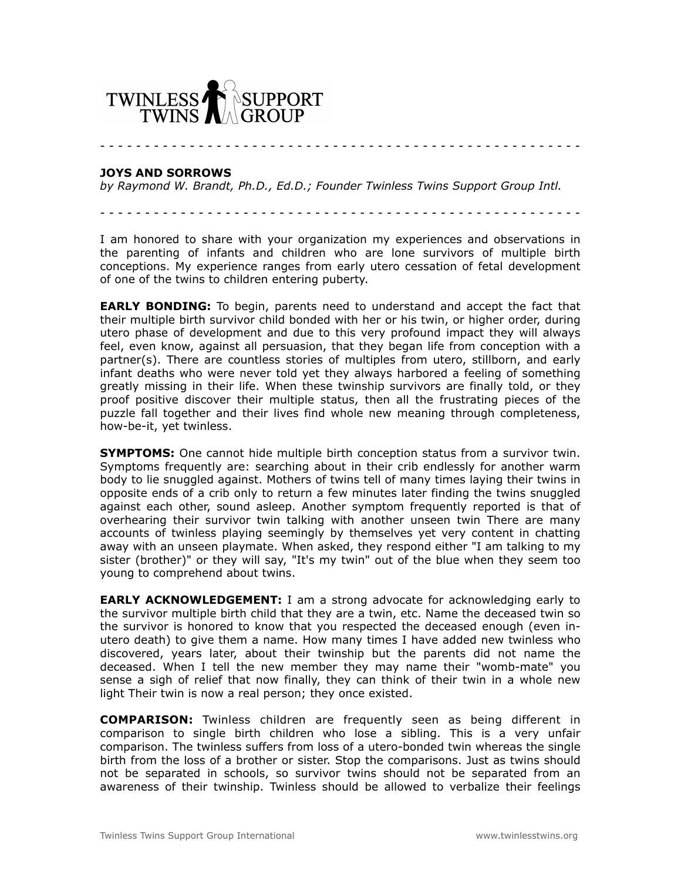TWINLESS TWINS SUPPORT GROUP

- - - - - - - - - - - - - - - - - - - - - - - - - - - - - - - - - - - - - - - - - - - - - - - - - - -

**JOYS AND SORROWS**
*by Raymond W. Brandt, Ph.D., Ed.D.; Founder Twinless Twins Support Group Intl.*

- - - - - - - - - - - - - - - - - - - - - - - - - - - - - - - - - - - - - - - - - - - - - - - - - - -

I am honored to share with your organization my experiences and observations in the parenting of infants and children who are lone survivors of multiple birth conceptions. My experience ranges from early utero cessation of fetal development of one of the twins to children entering puberty.

**EARLY BONDING:** To begin, parents need to understand and accept the fact that their multiple birth survivor child bonded with her or his twin, or higher order, during utero phase of development and due to this very profound impact they will always feel, even know, against all persuasion, that they began life from conception with a partner(s). There are countless stories of multiples from utero, stillborn, and early infant deaths who were never told yet they always harbored a feeling of something greatly missing in their life. When these twinship survivors are finally told, or they proof positive discover their multiple status, then all the frustrating pieces of the puzzle fall together and their lives find whole new meaning through completeness, how-be-it, yet twinless.

**SYMPTOMS:** One cannot hide multiple birth conception status from a survivor twin. Symptoms frequently are: searching about in their crib endlessly for another warm body to lie snuggled against. Mothers of twins tell of many times laying their twins in opposite ends of a crib only to return a few minutes later finding the twins snuggled against each other, sound asleep. Another symptom frequently reported is that of overhearing their survivor twin talking with another unseen twin There are many accounts of twinless playing seemingly by themselves yet very content in chatting away with an unseen playmate. When asked, they respond either "I am talking to my sister (brother)" or they will say, "It's my twin" out of the blue when they seem too young to comprehend about twins.

**EARLY ACKNOWLEDGEMENT:** I am a strong advocate for acknowledging early to the survivor multiple birth child that they are a twin, etc. Name the deceased twin so the survivor is honored to know that you respected the deceased enough (even in-utero death) to give them a name. How many times I have added new twinless who discovered, years later, about their twinship but the parents did not name the deceased. When I tell the new member they may name their "womb-mate" you sense a sigh of relief that now finally, they can think of their twin in a whole new light Their twin is now a real person; they once existed.

**COMPARISON:** Twinless children are frequently seen as being different in comparison to single birth children who lose a sibling. This is a very unfair comparison. The twinless suffers from loss of a utero-bonded twin whereas the single birth from the loss of a brother or sister. Stop the comparisons. Just as twins should not be separated in schools, so survivor twins should not be separated from an awareness of their twinship. Twinless should be allowed to verbalize their feelings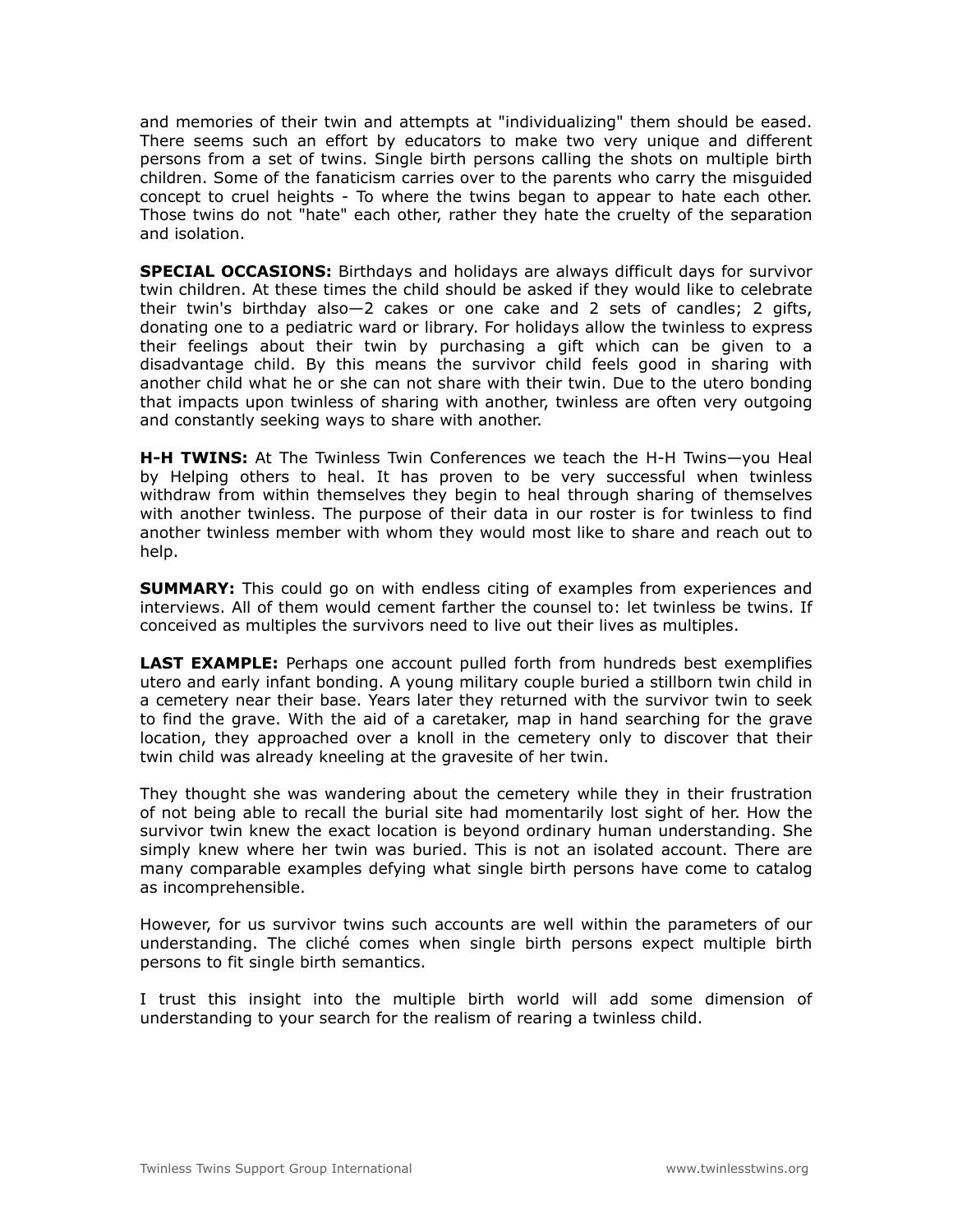and memories of their twin and attempts at "individualizing" them should be eased. There seems such an effort by educators to make two very unique and different persons from a set of twins. Single birth persons calling the shots on multiple birth children. Some of the fanaticism carries over to the parents who carry the misguided concept to cruel heights - To where the twins began to appear to hate each other. Those twins do not "hate" each other, rather they hate the cruelty of the separation and isolation.

**SPECIAL OCCASIONS:** Birthdays and holidays are always difficult days for survivor twin children. At these times the child should be asked if they would like to celebrate their twin's birthday also—2 cakes or one cake and 2 sets of candles; 2 gifts, donating one to a pediatric ward or library. For holidays allow the twinless to express their feelings about their twin by purchasing a gift which can be given to a disadvantage child. By this means the survivor child feels good in sharing with another child what he or she can not share with their twin. Due to the utero bonding that impacts upon twinless of sharing with another, twinless are often very outgoing and constantly seeking ways to share with another.

**H-H TWINS:** At The Twinless Twin Conferences we teach the H-H Twins—you Heal by Helping others to heal. It has proven to be very successful when twinless withdraw from within themselves they begin to heal through sharing of themselves with another twinless. The purpose of their data in our roster is for twinless to find another twinless member with whom they would most like to share and reach out to help.

**SUMMARY:** This could go on with endless citing of examples from experiences and interviews. All of them would cement farther the counsel to: let twinless be twins. If conceived as multiples the survivors need to live out their lives as multiples.

**LAST EXAMPLE:** Perhaps one account pulled forth from hundreds best exemplifies utero and early infant bonding. A young military couple buried a stillborn twin child in a cemetery near their base. Years later they returned with the survivor twin to seek to find the grave. With the aid of a caretaker, map in hand searching for the grave location, they approached over a knoll in the cemetery only to discover that their twin child was already kneeling at the gravesite of her twin.

They thought she was wandering about the cemetery while they in their frustration of not being able to recall the burial site had momentarily lost sight of her. How the survivor twin knew the exact location is beyond ordinary human understanding. She simply knew where her twin was buried. This is not an isolated account. There are many comparable examples defying what single birth persons have come to catalog as incomprehensible.

However, for us survivor twins such accounts are well within the parameters of our understanding. The cliché comes when single birth persons expect multiple birth persons to fit single birth semantics.

I trust this insight into the multiple birth world will add some dimension of understanding to your search for the realism of rearing a twinless child.